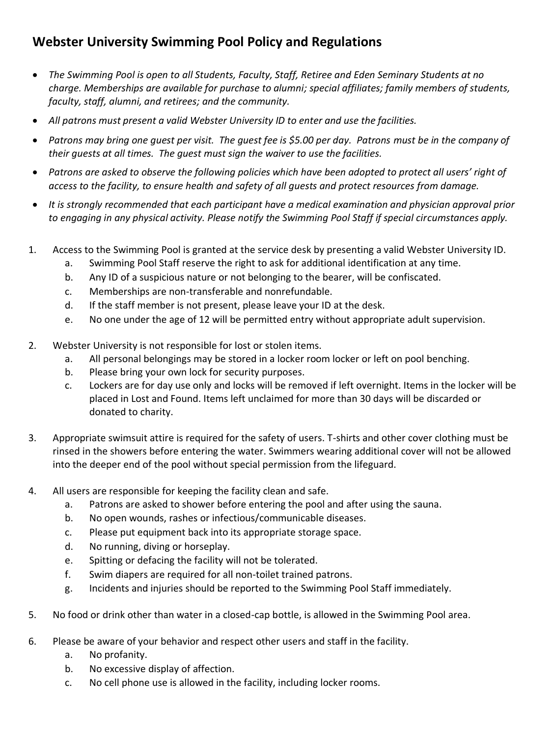## Webster University Swimming Pool Policy and Regulations

- *The Swimming Pool is open to all Students, Faculty, Staff, Retiree and Eden Seminary Students at no charge. Memberships are available for purchase to alumni; special affiliates; family members of students, faculty, staff, alumni, and retirees; and the community.*
- *All patrons must present a valid Webster University ID to enter and use the facilities.*
- *Patrons may bring one guest per visit. The guest fee is $5.00 per day. Patrons must be in the company of their guests at all times. The guest must sign the waiver to use the facilities.*
- *Patrons are asked to observe the following policies which have been adopted to protect all users' right of access to the facility, to ensure health and safety of all guests and protect resources from damage.*
- *It is strongly recommended that each participant have a medical examination and physician approval prior to engaging in any physical activity. Please notify the Swimming Pool Staff if special circumstances apply.*

1. Access to the Swimming Pool is granted at the service desk by presenting a valid Webster University ID.
   a. Swimming Pool Staff reserve the right to ask for additional identification at any time.
   b. Any ID of a suspicious nature or not belonging to the bearer, will be confiscated.
   c. Memberships are non-transferable and nonrefundable.
   d. If the staff member is not present, please leave your ID at the desk.
   e. No one under the age of 12 will be permitted entry without appropriate adult supervision.

2. Webster University is not responsible for lost or stolen items.
   a. All personal belongings may be stored in a locker room locker or left on pool benching.
   b. Please bring your own lock for security purposes.
   c. Lockers are for day use only and locks will be removed if left overnight. Items in the locker will be placed in Lost and Found. Items left unclaimed for more than 30 days will be discarded or donated to charity.

3. Appropriate swimsuit attire is required for the safety of users. T-shirts and other cover clothing must be rinsed in the showers before entering the water. Swimmers wearing additional cover will not be allowed into the deeper end of the pool without special permission from the lifeguard.

4. All users are responsible for keeping the facility clean and safe.
   a. Patrons are asked to shower before entering the pool and after using the sauna.
   b. No open wounds, rashes or infectious/communicable diseases.
   c. Please put equipment back into its appropriate storage space.
   d. No running, diving or horseplay.
   e. Spitting or defacing the facility will not be tolerated.
   f. Swim diapers are required for all non-toilet trained patrons.
   g. Incidents and injuries should be reported to the Swimming Pool Staff immediately.

5. No food or drink other than water in a closed-cap bottle, is allowed in the Swimming Pool area.

6. Please be aware of your behavior and respect other users and staff in the facility.
   a. No profanity.
   b. No excessive display of affection.
   c. No cell phone use is allowed in the facility, including locker rooms.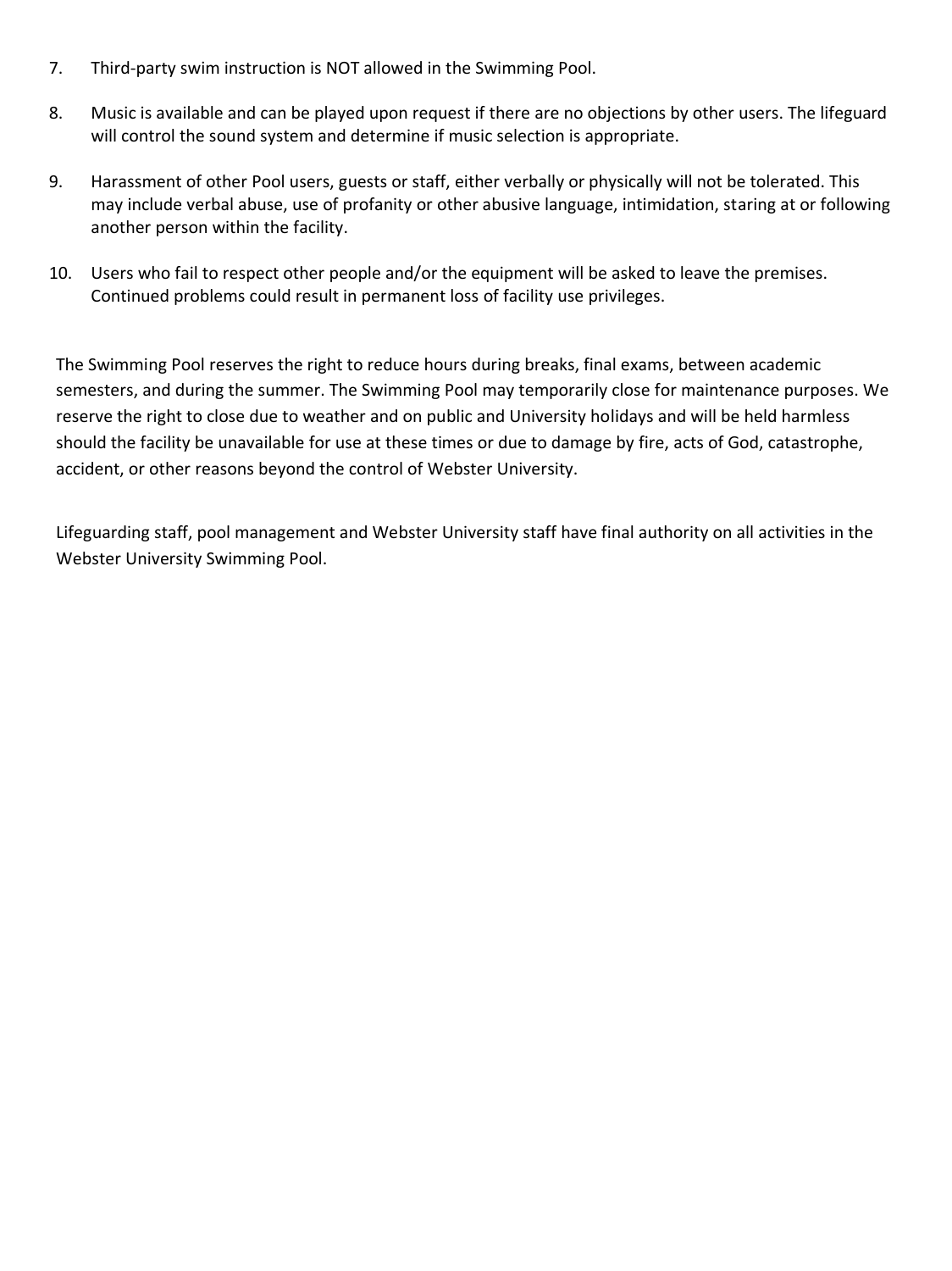7. Third-party swim instruction is NOT allowed in the Swimming Pool.

8. Music is available and can be played upon request if there are no objections by other users. The lifeguard will control the sound system and determine if music selection is appropriate.

9. Harassment of other Pool users, guests or staff, either verbally or physically will not be tolerated. This may include verbal abuse, use of profanity or other abusive language, intimidation, staring at or following another person within the facility.

10. Users who fail to respect other people and/or the equipment will be asked to leave the premises. Continued problems could result in permanent loss of facility use privileges.

The Swimming Pool reserves the right to reduce hours during breaks, final exams, between academic semesters, and during the summer. The Swimming Pool may temporarily close for maintenance purposes. We reserve the right to close due to weather and on public and University holidays and will be held harmless should the facility be unavailable for use at these times or due to damage by fire, acts of God, catastrophe, accident, or other reasons beyond the control of Webster University.

Lifeguarding staff, pool management and Webster University staff have final authority on all activities in the Webster University Swimming Pool.